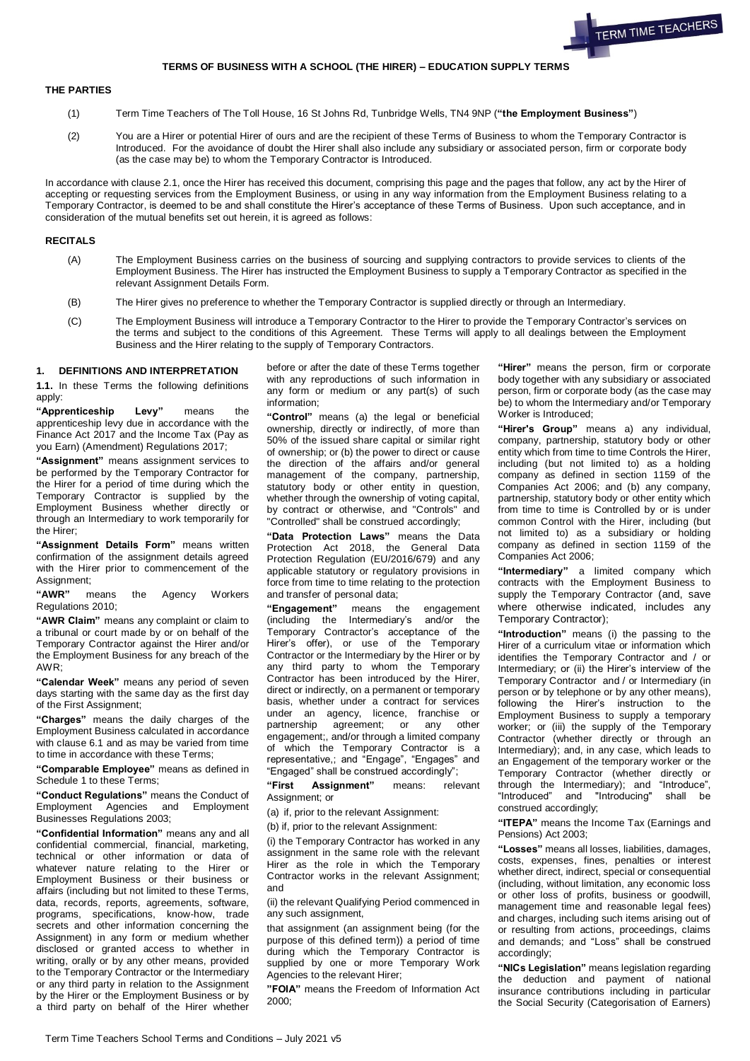# TERMS OF BUSINESS WITH A SCHOOL (THE HIRER) – EDUCATION SUPPLY TERMS

## THE PARTIES

(1) Term Time Teachers of The Toll House, 16 St Johns Rd, Tunbridge Wells, TN4 9NP (**"the Employment Business"**)

(2) You are a Hirer or potential Hirer of ours and are the recipient of these Terms of Business to whom the Temporary Contractor is Introduced. For the avoidance of doubt the Hirer shall also include any subsidiary or associated person, firm or corporate body (as the case may be) to whom the Temporary Contractor is Introduced.

In accordance with clause 2.1, once the Hirer has received this document, comprising this page and the pages that follow, any act by the Hirer of accepting or requesting services from the Employment Business, or using in any way information from the Employment Business relating to a Temporary Contractor, is deemed to be and shall constitute the Hirer's acceptance of these Terms of Business. Upon such acceptance, and in consideration of the mutual benefits set out herein, it is agreed as follows:

## RECITALS

(A) The Employment Business carries on the business of sourcing and supplying contractors to provide services to clients of the Employment Business. The Hirer has instructed the Employment Business to supply a Temporary Contractor as specified in the relevant Assignment Details Form.

(B) The Hirer gives no preference to whether the Temporary Contractor is supplied directly or through an Intermediary.

(C) The Employment Business will introduce a Temporary Contractor to the Hirer to provide the Temporary Contractor's services on the terms and subject to the conditions of this Agreement. These Terms will apply to all dealings between the Employment Business and the Hirer relating to the supply of Temporary Contractors.

## 1. DEFINITIONS AND INTERPRETATION

**1.1.** In these Terms the following definitions apply:

**"Apprenticeship Levy"** means the apprenticeship levy due in accordance with the Finance Act 2017 and the Income Tax (Pay as you Earn) (Amendment) Regulations 2017;

**"Assignment"** means assignment services to be performed by the Temporary Contractor for the Hirer for a period of time during which the Temporary Contractor is supplied by the Employment Business whether directly or through an Intermediary to work temporarily for the Hirer;

**"Assignment Details Form"** means written confirmation of the assignment details agreed with the Hirer prior to commencement of the Assignment;

**"AWR"** means the Agency Workers Regulations 2010;

**"AWR Claim"** means any complaint or claim to a tribunal or court made by or on behalf of the Temporary Contractor against the Hirer and/or the Employment Business for any breach of the AWR;

**"Calendar Week"** means any period of seven days starting with the same day as the first day of the First Assignment;

**"Charges"** means the daily charges of the Employment Business calculated in accordance with clause 6.1 and as may be varied from time to time in accordance with these Terms;

**"Comparable Employee"** means as defined in Schedule 1 to these Terms;

**"Conduct Regulations"** means the Conduct of Employment Agencies and Employment Businesses Regulations 2003;

**"Confidential Information"** means any and all confidential commercial, financial, marketing, technical or other information or data of whatever nature relating to the Hirer or Employment Business or their business or affairs (including but not limited to these Terms, data, records, reports, agreements, software, programs, specifications, know-how, trade secrets and other information concerning the Assignment) in any form or medium whether disclosed or granted access to whether in writing, orally or by any other means, provided to the Temporary Contractor or the Intermediary or any third party in relation to the Assignment by the Hirer or the Employment Business or by a third party on behalf of the Hirer whether before or after the date of these Terms together with any reproductions of such information in any form or medium or any part(s) of such information;

**"Control"** means (a) the legal or beneficial ownership, directly or indirectly, of more than 50% of the issued share capital or similar right of ownership; or (b) the power to direct or cause the direction of the affairs and/or general management of the company, partnership, statutory body or other entity in question, whether through the ownership of voting capital, by contract or otherwise, and "Controls" and "Controlled" shall be construed accordingly;

**"Data Protection Laws"** means the Data Protection Act 2018, the General Data Protection Regulation (EU/2016/679) and any applicable statutory or regulatory provisions in force from time to time relating to the protection and transfer of personal data;

**"Engagement"** means the engagement (including the Intermediary's and/or the Temporary Contractor's acceptance of the Hirer's offer), or use of the Temporary Contractor or the Intermediary by the Hirer or by any third party to whom the Temporary Contractor has been introduced by the Hirer, direct or indirectly, on a permanent or temporary basis, whether under a contract for services under an agency, licence, franchise or partnership agreement; or any other engagement;, and/or through a limited company of which the Temporary Contractor is a representative,; and "Engage", "Engages" and "Engaged" shall be construed accordingly";

**"First Assignment"** means: relevant Assignment; or

(a) if, prior to the relevant Assignment:

(b) if, prior to the relevant Assignment:

(i) the Temporary Contractor has worked in any assignment in the same role with the relevant Hirer as the role in which the Temporary Contractor works in the relevant Assignment; and

(ii) the relevant Qualifying Period commenced in any such assignment,

that assignment (an assignment being (for the purpose of this defined term)) a period of time during which the Temporary Contractor is supplied by one or more Temporary Work Agencies to the relevant Hirer;

**"FOIA"** means the Freedom of Information Act 2000;

**"Hirer"** means the person, firm or corporate body together with any subsidiary or associated person, firm or corporate body (as the case may be) to whom the Intermediary and/or Temporary Worker is Introduced;

**"Hirer's Group"** means a) any individual, company, partnership, statutory body or other entity which from time to time Controls the Hirer, including (but not limited to) as a holding company as defined in section 1159 of the Companies Act 2006; and (b) any company, partnership, statutory body or other entity which from time to time is Controlled by or is under common Control with the Hirer, including (but not limited to) as a subsidiary or holding company as defined in section 1159 of the Companies Act 2006;

**"Intermediary"** a limited company which contracts with the Employment Business to supply the Temporary Contractor (and, save where otherwise indicated, includes any Temporary Contractor);

**"Introduction"** means (i) the passing to the Hirer of a curriculum vitae or information which identifies the Temporary Contractor and / or Intermediary; or (ii) the Hirer's interview of the Temporary Contractor and / or Intermediary (in person or by telephone or by any other means), following the Hirer's instruction to the Employment Business to supply a temporary worker; or (iii) the supply of the Temporary Contractor (whether directly or through an Intermediary); and, in any case, which leads to an Engagement of the temporary worker or the Temporary Contractor (whether directly or through the Intermediary); and "Introduce", "Introduced" and "Introducing" shall be construed accordingly;

**"ITEPA"** means the Income Tax (Earnings and Pensions) Act 2003;

**"Losses"** means all losses, liabilities, damages, costs, expenses, fines, penalties or interest whether direct, indirect, special or consequential (including, without limitation, any economic loss or other loss of profits, business or goodwill, management time and reasonable legal fees) and charges, including such items arising out of or resulting from actions, proceedings, claims and demands; and "Loss" shall be construed accordingly;

**"NICs Legislation"** means legislation regarding the deduction and payment of national insurance contributions including in particular the Social Security (Categorisation of Earners)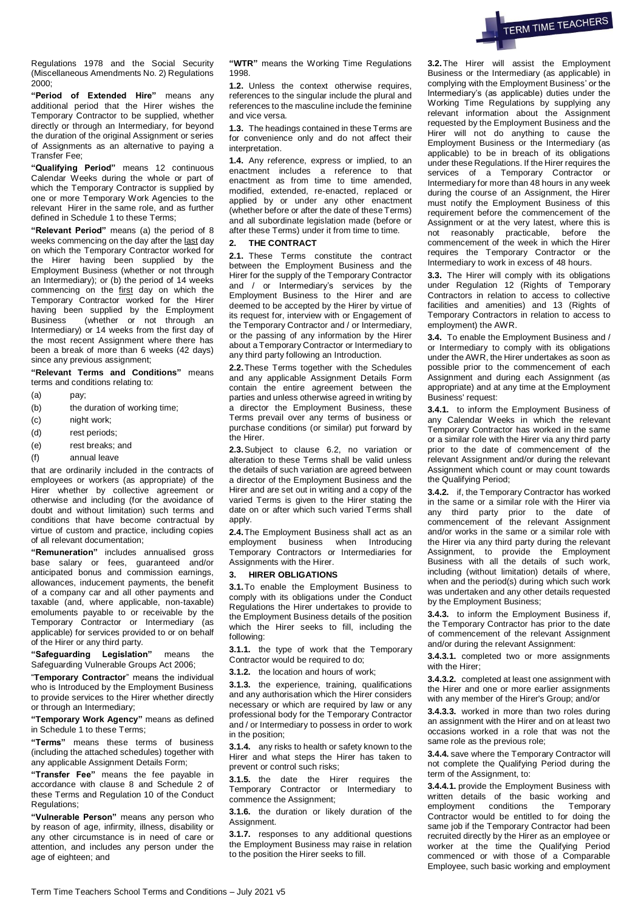Regulations 1978 and the Social Security (Miscellaneous Amendments No. 2) Regulations 2000;

**"Period of Extended Hire"** means any additional period that the Hirer wishes the Temporary Contractor to be supplied, whether directly or through an Intermediary, for beyond the duration of the original Assignment or series of Assignments as an alternative to paying a Transfer Fee;

**"Qualifying Period"** means 12 continuous Calendar Weeks during the whole or part of which the Temporary Contractor is supplied by one or more Temporary Work Agencies to the relevant Hirer in the same role, and as further defined in Schedule 1 to these Terms;

**"Relevant Period"** means (a) the period of 8 weeks commencing on the day after the last day on which the Temporary Contractor worked for the Hirer having been supplied by the Employment Business (whether or not through an Intermediary); or (b) the period of 14 weeks commencing on the first day on which the Temporary Contractor worked for the Hirer having been supplied by the Employment Business (whether or not through an Intermediary) or 14 weeks from the first day of the most recent Assignment where there has been a break of more than 6 weeks (42 days) since any previous assignment;

**"Relevant Terms and Conditions"** means terms and conditions relating to:

(a) pay;

(b) the duration of working time;

(c) night work;

(d) rest periods;

(e) rest breaks; and

(f) annual leave

that are ordinarily included in the contracts of employees or workers (as appropriate) of the Hirer whether by collective agreement or otherwise and including (for the avoidance of doubt and without limitation) such terms and conditions that have become contractual by virtue of custom and practice, including copies of all relevant documentation;

**"Remuneration"** includes annualised gross base salary or fees, guaranteed and/or anticipated bonus and commission earnings, allowances, inducement payments, the benefit of a company car and all other payments and taxable (and, where applicable, non-taxable) emoluments payable to or receivable by the Temporary Contractor or Intermediary (as applicable) for services provided to or on behalf of the Hirer or any third party.

**"Safeguarding Legislation"** means the Safeguarding Vulnerable Groups Act 2006;

"**Temporary Contractor**" means the individual who is Introduced by the Employment Business to provide services to the Hirer whether directly or through an Intermediary;

**"Temporary Work Agency"** means as defined in Schedule 1 to these Terms;

**"Terms"** means these terms of business (including the attached schedules) together with any applicable Assignment Details Form;

**"Transfer Fee"** means the fee payable in accordance with clause 8 and Schedule 2 of these Terms and Regulation 10 of the Conduct Regulations;

**"Vulnerable Person"** means any person who by reason of age, infirmity, illness, disability or any other circumstance is in need of care or attention, and includes any person under the age of eighteen; and

**"WTR"** means the Working Time Regulations 1998.

**1.2.** Unless the context otherwise requires, references to the singular include the plural and references to the masculine include the feminine and vice versa.

**1.3.** The headings contained in these Terms are for convenience only and do not affect their interpretation.

**1.4.** Any reference, express or implied, to an enactment includes a reference to that enactment as from time to time amended, modified, extended, re-enacted, replaced or applied by or under any other enactment (whether before or after the date of these Terms) and all subordinate legislation made (before or after these Terms) under it from time to time.

## 2. THE CONTRACT

**2.1.** These Terms constitute the contract between the Employment Business and the Hirer for the supply of the Temporary Contractor and / or Intermediary's services by the Employment Business to the Hirer and are deemed to be accepted by the Hirer by virtue of its request for, interview with or Engagement of the Temporary Contractor and / or Intermediary, or the passing of any information by the Hirer about a Temporary Contractor or Intermediary to any third party following an Introduction.

**2.2.** These Terms together with the Schedules and any applicable Assignment Details Form contain the entire agreement between the parties and unless otherwise agreed in writing by a director the Employment Business, these Terms prevail over any terms of business or purchase conditions (or similar) put forward by the Hirer.

**2.3.** Subject to clause 6.2, no variation or alteration to these Terms shall be valid unless the details of such variation are agreed between a director of the Employment Business and the Hirer and are set out in writing and a copy of the varied Terms is given to the Hirer stating the date on or after which such varied Terms shall apply.

**2.4.** The Employment Business shall act as an employment business when Introducing Temporary Contractors or Intermediaries for Assignments with the Hirer.

## 3. HIRER OBLIGATIONS

**3.1.** To enable the Employment Business to comply with its obligations under the Conduct Regulations the Hirer undertakes to provide to the Employment Business details of the position which the Hirer seeks to fill, including the following:

**3.1.1.** the type of work that the Temporary Contractor would be required to do;

**3.1.2.** the location and hours of work;

**3.1.3.** the experience, training, qualifications and any authorisation which the Hirer considers necessary or which are required by law or any professional body for the Temporary Contractor and / or Intermediary to possess in order to work in the position;

**3.1.4.** any risks to health or safety known to the Hirer and what steps the Hirer has taken to prevent or control such risks;

**3.1.5.** the date the Hirer requires the Temporary Contractor or Intermediary to commence the Assignment;

**3.1.6.** the duration or likely duration of the Assignment.

**3.1.7.** responses to any additional questions the Employment Business may raise in relation to the position the Hirer seeks to fill.

**3.2.** The Hirer will assist the Employment Business or the Intermediary (as applicable) in complying with the Employment Business' or the Intermediary's (as applicable) duties under the Working Time Regulations by supplying any relevant information about the Assignment requested by the Employment Business and the Hirer will not do anything to cause the Employment Business or the Intermediary (as applicable) to be in breach of its obligations under these Regulations. If the Hirer requires the services of a Temporary Contractor or Intermediary for more than 48 hours in any week during the course of an Assignment, the Hirer must notify the Employment Business of this requirement before the commencement of the Assignment or at the very latest, where this is not reasonably practicable, before the commencement of the week in which the Hirer requires the Temporary Contractor or the Intermediary to work in excess of 48 hours.

**3.3.** The Hirer will comply with its obligations under Regulation 12 (Rights of Temporary Contractors in relation to access to collective facilities and amenities) and 13 (Rights of Temporary Contractors in relation to access to employment) the AWR.

**3.4.** To enable the Employment Business and / or Intermediary to comply with its obligations under the AWR, the Hirer undertakes as soon as possible prior to the commencement of each Assignment and during each Assignment (as appropriate) and at any time at the Employment Business' request:

**3.4.1.** to inform the Employment Business of any Calendar Weeks in which the relevant Temporary Contractor has worked in the same or a similar role with the Hirer via any third party prior to the date of commencement of the relevant Assignment and/or during the relevant Assignment which count or may count towards the Qualifying Period;

**3.4.2.** if, the Temporary Contractor has worked in the same or a similar role with the Hirer via any third party prior to the date of commencement of the relevant Assignment and/or works in the same or a similar role with the Hirer via any third party during the relevant Assignment, to provide the Employment Business with all the details of such work, including (without limitation) details of where, when and the period(s) during which such work was undertaken and any other details requested by the Employment Business;

**3.4.3.** to inform the Employment Business if, the Temporary Contractor has prior to the date of commencement of the relevant Assignment and/or during the relevant Assignment:

**3.4.3.1.** completed two or more assignments with the Hirer;

**3.4.3.2.** completed at least one assignment with the Hirer and one or more earlier assignments with any member of the Hirer's Group; and/or

**3.4.3.3.** worked in more than two roles during an assignment with the Hirer and on at least two occasions worked in a role that was not the same role as the previous role;

**3.4.4.** save where the Temporary Contractor will not complete the Qualifying Period during the term of the Assignment, to:

**3.4.4.1.** provide the Employment Business with written details of the basic working and employment conditions the Temporary Contractor would be entitled to for doing the same job if the Temporary Contractor had been recruited directly by the Hirer as an employee or worker at the time the Qualifying Period commenced or with those of a Comparable Employee, such basic working and employment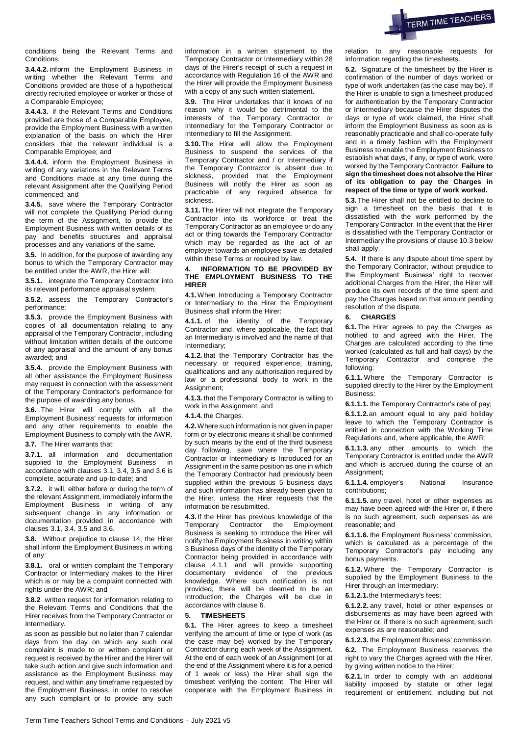conditions being the Relevant Terms and Conditions;

**3.4.4.2.** inform the Employment Business in writing whether the Relevant Terms and Conditions provided are those of a hypothetical directly recruited employee or worker or those of a Comparable Employee;

**3.4.4.3.** if the Relevant Terms and Conditions provided are those of a Comparable Employee, provide the Employment Business with a written explanation of the basis on which the Hirer considers that the relevant individual is a Comparable Employee; and

**3.4.4.4.** inform the Employment Business in writing of any variations in the Relevant Terms and Conditions made at any time during the relevant Assignment after the Qualifying Period commenced; and

**3.4.5.** save where the Temporary Contractor will not complete the Qualifying Period during the term of the Assignment, to provide the Employment Business with written details of its pay and benefits structures and appraisal processes and any variations of the same.

**3.5.** In addition, for the purpose of awarding any bonus to which the Temporary Contractor may be entitled under the AWR, the Hirer will:

**3.5.1.** integrate the Temporary Contractor into its relevant performance appraisal system;

**3.5.2.** assess the Temporary Contractor's performance;

**3.5.3.** provide the Employment Business with copies of all documentation relating to any appraisal of the Temporary Contractor, including without limitation written details of the outcome of any appraisal and the amount of any bonus awarded; and

**3.5.4.** provide the Employment Business with all other assistance the Employment Business may request in connection with the assessment of the Temporary Contractor's performance for the purpose of awarding any bonus.

**3.6.** The Hirer will comply with all the Employment Business' requests for information and any other requirements to enable the Employment Business to comply with the AWR.

**3.7.** The Hirer warrants that:

**3.7.1.** all information and documentation supplied to the Employment Business in accordance with clauses 3.1, 3.4, 3.5 and 3.6 is complete, accurate and up-to-date; and

**3.7.2.** it will, either before or during the term of the relevant Assignment, immediately inform the Employment Business in writing of any subsequent change in any information or documentation provided in accordance with clauses 3.1, 3.4, 3.5 and 3.6.

**3.8.** Without prejudice to clause 14, the Hirer shall inform the Employment Business in writing of any:

**3.8.1.** oral or written complaint the Temporary Contractor or Intermediary makes to the Hirer which is or may be a complaint connected with rights under the AWR; and

**3.8.2** written request for information relating to the Relevant Terms and Conditions that the Hirer receives from the Temporary Contractor or Intermediary.

as soon as possible but no later than 7 calendar days from the day on which any such oral complaint is made to or written complaint or request is received by the Hirer and the Hirer will take such action and give such information and assistance as the Employment Business may request, and within any timeframe requested by the Employment Business, in order to resolve any such complaint or to provide any such information in a written statement to the Temporary Contractor or Intermediary within 28 days of the Hirer's receipt of such a request in accordance with Regulation 16 of the AWR and the Hirer will provide the Employment Business with a copy of any such written statement.

**3.9.** The Hirer undertakes that it knows of no reason why it would be detrimental to the interests of the Temporary Contractor or Intermediary for the Temporary Contractor or Intermediary to fill the Assignment.

**3.10.** The Hirer will allow the Employment Business to suspend the services of the Temporary Contractor and / or Intermediary if the Temporary Contractor is absent due to sickness, provided that the Employment Business will notify the Hirer as soon as practicable of any required absence for sickness.

**3.11.** The Hirer will not integrate the Temporary Contractor into its workforce or treat the Temporary Contractor as an employee or do any act or thing towards the Temporary Contractor which may be regarded as the act of an employer towards an employee save as detailed within these Terms or required by law.

## 4. INFORMATION TO BE PROVIDED BY THE EMPLOYMENT BUSINESS TO THE HIRER

**4.1.** When Introducing a Temporary Contractor or Intermediary to the Hirer the Employment Business shall inform the Hirer:

**4.1.1.** of the identity of the Temporary Contractor and, where applicable, the fact that an Intermediary is involved and the name of that Intermediary;

**4.1.2.** that the Temporary Contractor has the necessary or required experience, training, qualifications and any authorisation required by law or a professional body to work in the Assignment;

**4.1.3.** that the Temporary Contractor is willing to work in the Assignment; and

**4.1.4.** the Charges.

**4.2.** Where such information is not given in paper form or by electronic means it shall be confirmed by such means by the end of the third business day following, save where the Temporary Contractor or Intermediary is Introduced for an Assignment in the same position as one in which the Temporary Contractor had previously been supplied within the previous 5 business days and such information has already been given to the Hirer, unless the Hirer requests that the information be resubmitted.

**4.3.** If the Hirer has previous knowledge of the Temporary Contractor the Employment Business is seeking to Introduce the Hirer will notify the Employment Business in writing within 3 Business days of the identity of the Temporary Contractor being provided in accordance with clause 4.1.1 and will provide supporting documentary evidence of the previous knowledge. Where such notification is not provided, there will be deemed to be an Introduction; the Charges will be due in accordance with clause 6.

## 5. TIMESHEETS

**5.1.** The Hirer agrees to keep a timesheet verifying the amount of time or type of work (as the case may be) worked by the Temporary Contractor during each week of the Assignment. At the end of each week of an Assignment (or at the end of the Assignment where it is for a period of 1 week or less) the Hirer shall sign the timesheet verifying the content The Hirer will cooperate with the Employment Business in relation to any reasonable requests for information regarding the timesheets.

**5.2.** Signature of the timesheet by the Hirer is confirmation of the number of days worked or type of work undertaken (as the case may be). If the Hirer is unable to sign a timesheet produced for authentication by the Temporary Contractor or Intermediary because the Hirer disputes the days or type of work claimed, the Hirer shall inform the Employment Business as soon as is reasonably practicable and shall co-operate fully and in a timely fashion with the Employment Business to enable the Employment Business to establish what days, if any, or type of work, were worked by the Temporary Contractor. **Failure to sign the timesheet does not absolve the Hirer of its obligation to pay the Charges in respect of the time or type of work worked.**

**5.3.** The Hirer shall not be entitled to decline to sign a timesheet on the basis that it is dissatisfied with the work performed by the Temporary Contractor. In the event that the Hirer is dissatisfied with the Temporary Contractor or Intermediary the provisions of clause 10.3 below shall apply.

**5.4.** If there is any dispute about time spent by the Temporary Contractor, without prejudice to the Employment Business' right to recover additional Charges from the Hirer, the Hirer will produce its own records of the time spent and pay the Charges based on that amount pending resolution of the dispute.

## 6. CHARGES

**6.1.** The Hirer agrees to pay the Charges as notified to and agreed with the Hirer. The Charges are calculated according to the time worked (calculated as full and half days) by the Temporary Contractor and comprise the following:

**6.1.1.** Where the Temporary Contractor is supplied directly to the Hirer by the Employment Business:

**6.1.1.1.** the Temporary Contractor's rate of pay;

**6.1.1.2.** an amount equal to any paid holiday leave to which the Temporary Contractor is entitled in connection with the Working Time Regulations and, where applicable, the AWR;

**6.1.1.3.** any other amounts to which the Temporary Contractor is entitled under the AWR and which is accrued during the course of an Assignment;

**6.1.1.4.** employer's National Insurance contributions;

**6.1.1.5.** any travel, hotel or other expenses as may have been agreed with the Hirer or, if there is no such agreement, such expenses as are reasonable; and

**6.1.1.6.** the Employment Business' commission, which is calculated as a percentage of the Temporary Contractor's pay including any bonus payments.

**6.1.2.** Where the Temporary Contractor is supplied by the Employment Business to the Hirer through an Intermediary:

**6.1.2.1.** the Intermediary's fees;

**6.1.2.2.** any travel, hotel or other expenses or disbursements as may have been agreed with the Hirer or, if there is no such agreement, such expenses as are reasonable; and

**6.1.2.3.** the Employment Business' commission.

**6.2.** The Employment Business reserves the right to vary the Charges agreed with the Hirer, by giving written notice to the Hirer:

**6.2.1.** In order to comply with an additional liability imposed by statute or other legal requirement or entitlement, including but not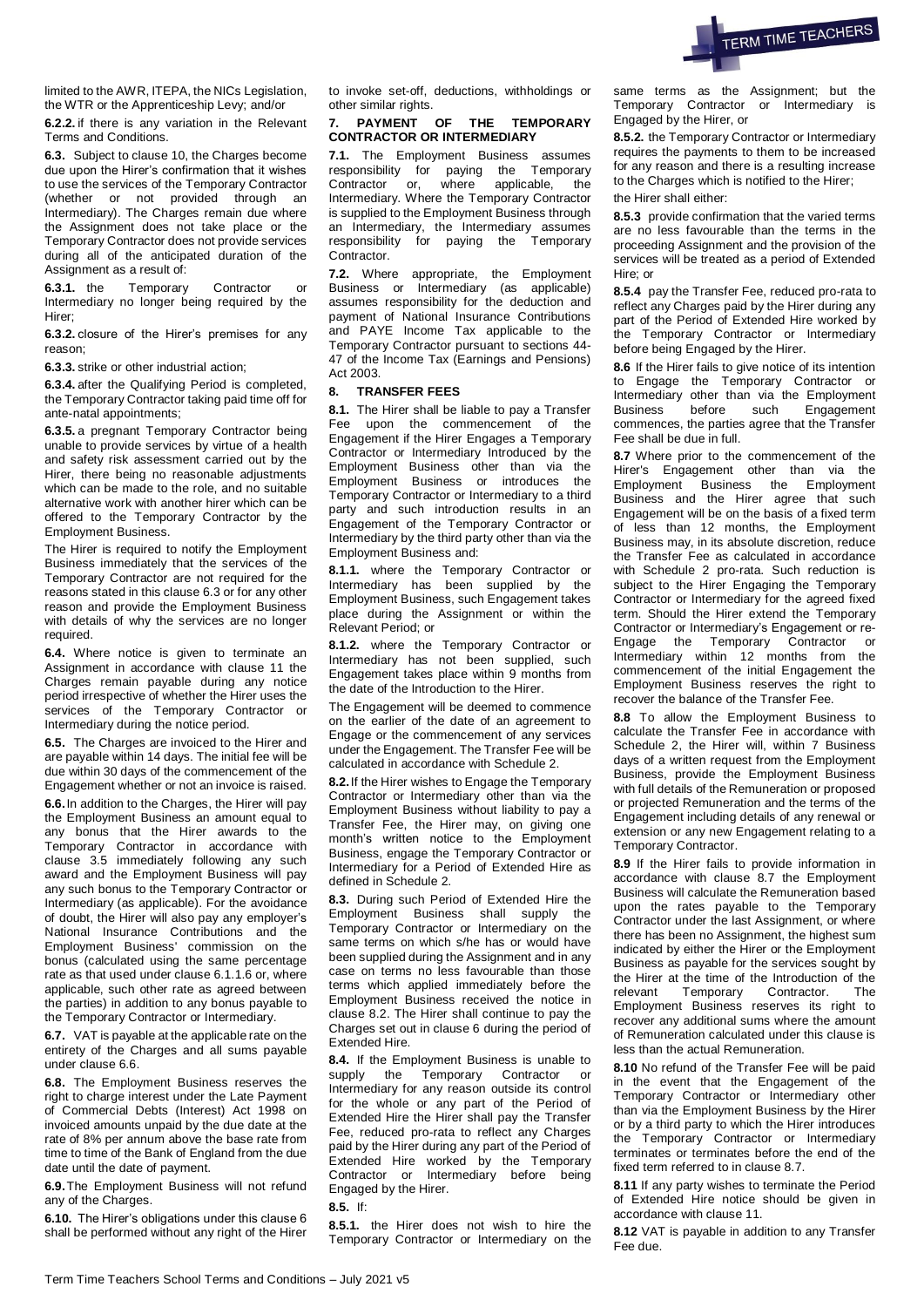limited to the AWR, ITEPA, the NICs Legislation, the WTR or the Apprenticeship Levy; and/or

**6.2.2.** if there is any variation in the Relevant Terms and Conditions.

**6.3.** Subject to clause 10, the Charges become due upon the Hirer's confirmation that it wishes to use the services of the Temporary Contractor (whether or not provided through an Intermediary). The Charges remain due where the Assignment does not take place or the Temporary Contractor does not provide services during all of the anticipated duration of the Assignment as a result of:

**6.3.1.** the Temporary Contractor or Intermediary no longer being required by the Hirer;

**6.3.2.** closure of the Hirer's premises for any reason;

**6.3.3.** strike or other industrial action;

**6.3.4.** after the Qualifying Period is completed, the Temporary Contractor taking paid time off for ante-natal appointments;

**6.3.5.** a pregnant Temporary Contractor being unable to provide services by virtue of a health and safety risk assessment carried out by the Hirer, there being no reasonable adjustments which can be made to the role, and no suitable alternative work with another hirer which can be offered to the Temporary Contractor by the Employment Business.

The Hirer is required to notify the Employment Business immediately that the services of the Temporary Contractor are not required for the reasons stated in this clause 6.3 or for any other reason and provide the Employment Business with details of why the services are no longer required.

**6.4.** Where notice is given to terminate an Assignment in accordance with clause 11 the Charges remain payable during any notice period irrespective of whether the Hirer uses the services of the Temporary Contractor or Intermediary during the notice period.

**6.5.** The Charges are invoiced to the Hirer and are payable within 14 days. The initial fee will be due within 30 days of the commencement of the Engagement whether or not an invoice is raised.

**6.6.** In addition to the Charges, the Hirer will pay the Employment Business an amount equal to any bonus that the Hirer awards to the Temporary Contractor in accordance with clause 3.5 immediately following any such award and the Employment Business will pay any such bonus to the Temporary Contractor or Intermediary (as applicable). For the avoidance of doubt, the Hirer will also pay any employer's National Insurance Contributions and the Employment Business' commission on the bonus (calculated using the same percentage rate as that used under clause 6.1.1.6 or, where applicable, such other rate as agreed between the parties) in addition to any bonus payable to the Temporary Contractor or Intermediary.

**6.7.** VAT is payable at the applicable rate on the entirety of the Charges and all sums payable under clause 6.6.

**6.8.** The Employment Business reserves the right to charge interest under the Late Payment of Commercial Debts (Interest) Act 1998 on invoiced amounts unpaid by the due date at the rate of 8% per annum above the base rate from time to time of the Bank of England from the due date until the date of payment.

**6.9.** The Employment Business will not refund any of the Charges.

**6.10.** The Hirer's obligations under this clause 6 shall be performed without any right of the Hirer to invoke set-off, deductions, withholdings or other similar rights.

## 7. PAYMENT OF THE TEMPORARY CONTRACTOR OR INTERMEDIARY

**7.1.** The Employment Business assumes responsibility for paying the Temporary Contractor or, where applicable, the Intermediary. Where the Temporary Contractor is supplied to the Employment Business through an Intermediary, the Intermediary assumes responsibility for paying the Temporary Contractor.

**7.2.** Where appropriate, the Employment Business or Intermediary (as applicable) assumes responsibility for the deduction and payment of National Insurance Contributions and PAYE Income Tax applicable to the Temporary Contractor pursuant to sections 44-47 of the Income Tax (Earnings and Pensions) Act 2003.

## 8. TRANSFER FEES

**8.1.** The Hirer shall be liable to pay a Transfer Fee upon the commencement of the Engagement if the Hirer Engages a Temporary Contractor or Intermediary Introduced by the Employment Business other than via the Employment Business or introduces the Temporary Contractor or Intermediary to a third party and such introduction results in an Engagement of the Temporary Contractor or Intermediary by the third party other than via the Employment Business and:

**8.1.1.** where the Temporary Contractor or Intermediary has been supplied by the Employment Business, such Engagement takes place during the Assignment or within the Relevant Period; or

**8.1.2.** where the Temporary Contractor or Intermediary has not been supplied, such Engagement takes place within 9 months from the date of the Introduction to the Hirer.

The Engagement will be deemed to commence on the earlier of the date of an agreement to Engage or the commencement of any services under the Engagement. The Transfer Fee will be calculated in accordance with Schedule 2.

**8.2.** If the Hirer wishes to Engage the Temporary Contractor or Intermediary other than via the Employment Business without liability to pay a Transfer Fee, the Hirer may, on giving one month's written notice to the Employment Business, engage the Temporary Contractor or Intermediary for a Period of Extended Hire as defined in Schedule 2.

**8.3.** During such Period of Extended Hire the Employment Business shall supply the Temporary Contractor or Intermediary on the same terms on which s/he has or would have been supplied during the Assignment and in any case on terms no less favourable than those terms which applied immediately before the Employment Business received the notice in clause 8.2. The Hirer shall continue to pay the Charges set out in clause 6 during the period of Extended Hire.

**8.4.** If the Employment Business is unable to supply the Temporary Contractor or Intermediary for any reason outside its control for the whole or any part of the Period of Extended Hire the Hirer shall pay the Transfer Fee, reduced pro-rata to reflect any Charges paid by the Hirer during any part of the Period of Extended Hire worked by the Temporary Contractor or Intermediary before being Engaged by the Hirer.

**8.5.** If:

**8.5.1.** the Hirer does not wish to hire the Temporary Contractor or Intermediary on the same terms as the Assignment; but the Temporary Contractor or Intermediary is Engaged by the Hirer, or

**8.5.2.** the Temporary Contractor or Intermediary requires the payments to them to be increased for any reason and there is a resulting increase to the Charges which is notified to the Hirer;

the Hirer shall either:

**8.5.3** provide confirmation that the varied terms are no less favourable than the terms in the proceeding Assignment and the provision of the services will be treated as a period of Extended Hire; or

**8.5.4** pay the Transfer Fee, reduced pro-rata to reflect any Charges paid by the Hirer during any part of the Period of Extended Hire worked by the Temporary Contractor or Intermediary before being Engaged by the Hirer.

**8.6** If the Hirer fails to give notice of its intention to Engage the Temporary Contractor or Intermediary other than via the Employment Business before such Engagement commences, the parties agree that the Transfer Fee shall be due in full.

**8.7** Where prior to the commencement of the Hirer's Engagement other than via the Employment Business the Employment Business and the Hirer agree that such Engagement will be on the basis of a fixed term of less than 12 months, the Employment Business may, in its absolute discretion, reduce the Transfer Fee as calculated in accordance with Schedule 2 pro-rata. Such reduction is subject to the Hirer Engaging the Temporary Contractor or Intermediary for the agreed fixed term. Should the Hirer extend the Temporary Contractor or Intermediary's Engagement or re-Engage the Temporary Contractor or Intermediary within 12 months from the commencement of the initial Engagement the Employment Business reserves the right to recover the balance of the Transfer Fee.

**8.8** To allow the Employment Business to calculate the Transfer Fee in accordance with Schedule 2, the Hirer will, within 7 Business days of a written request from the Employment Business, provide the Employment Business with full details of the Remuneration or proposed or projected Remuneration and the terms of the Engagement including details of any renewal or extension or any new Engagement relating to a Temporary Contractor.

**8.9** If the Hirer fails to provide information in accordance with clause 8.7 the Employment Business will calculate the Remuneration based upon the rates payable to the Temporary Contractor under the last Assignment, or where there has been no Assignment, the highest sum indicated by either the Hirer or the Employment Business as payable for the services sought by the Hirer at the time of the Introduction of the relevant Temporary Contractor. The Employment Business reserves its right to recover any additional sums where the amount of Remuneration calculated under this clause is less than the actual Remuneration.

**8.10** No refund of the Transfer Fee will be paid in the event that the Engagement of the Temporary Contractor or Intermediary other than via the Employment Business by the Hirer or by a third party to which the Hirer introduces the Temporary Contractor or Intermediary terminates or terminates before the end of the fixed term referred to in clause 8.7.

**8.11** If any party wishes to terminate the Period of Extended Hire notice should be given in accordance with clause 11.

**8.12** VAT is payable in addition to any Transfer Fee due.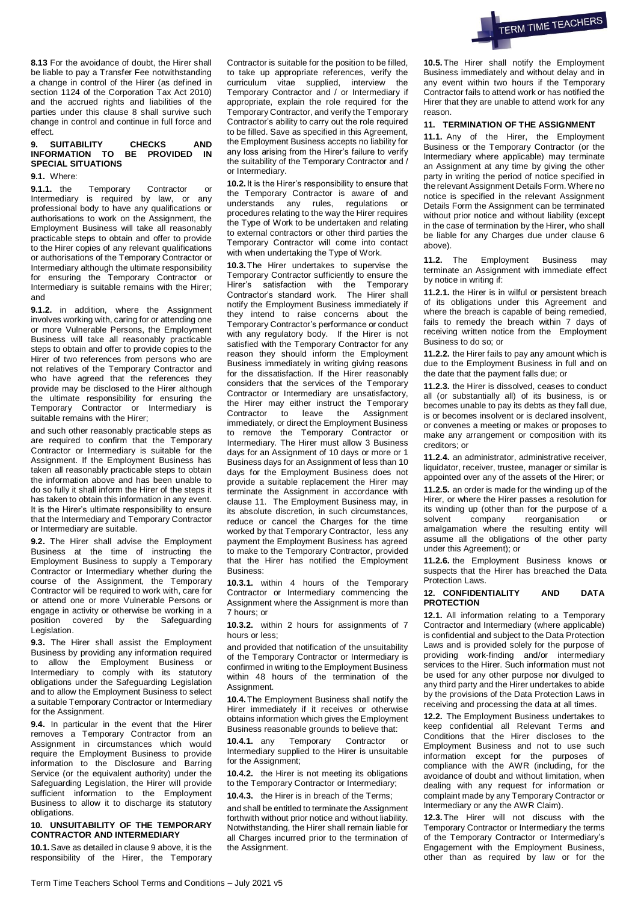**8.13** For the avoidance of doubt, the Hirer shall be liable to pay a Transfer Fee notwithstanding a change in control of the Hirer (as defined in section 1124 of the Corporation Tax Act 2010) and the accrued rights and liabilities of the parties under this clause 8 shall survive such change in control and continue in full force and effect.

## 9. SUITABILITY CHECKS AND INFORMATION TO BE PROVIDED IN SPECIAL SITUATIONS

**9.1.** Where:

**9.1.1.** the Temporary Contractor or Intermediary is required by law, or any professional body to have any qualifications or authorisations to work on the Assignment, the Employment Business will take all reasonably practicable steps to obtain and offer to provide to the Hirer copies of any relevant qualifications or authorisations of the Temporary Contractor or Intermediary although the ultimate responsibility for ensuring the Temporary Contractor or Intermediary is suitable remains with the Hirer; and

**9.1.2.** in addition, where the Assignment involves working with, caring for or attending one or more Vulnerable Persons, the Employment Business will take all reasonably practicable steps to obtain and offer to provide copies to the Hirer of two references from persons who are not relatives of the Temporary Contractor and who have agreed that the references they provide may be disclosed to the Hirer although the ultimate responsibility for ensuring the Temporary Contractor or Intermediary is suitable remains with the Hirer;

and such other reasonably practicable steps as are required to confirm that the Temporary Contractor or Intermediary is suitable for the Assignment. If the Employment Business has taken all reasonably practicable steps to obtain the information above and has been unable to do so fully it shall inform the Hirer of the steps it has taken to obtain this information in any event. It is the Hirer's ultimate responsibility to ensure that the Intermediary and Temporary Contractor or Intermediary are suitable.

**9.2.** The Hirer shall advise the Employment Business at the time of instructing the Employment Business to supply a Temporary Contractor or Intermediary whether during the course of the Assignment, the Temporary Contractor will be required to work with, care for or attend one or more Vulnerable Persons or engage in activity or otherwise be working in a position covered by the Safeguarding Legislation.

**9.3.** The Hirer shall assist the Employment Business by providing any information required to allow the Employment Business or Intermediary to comply with its statutory obligations under the Safeguarding Legislation and to allow the Employment Business to select a suitable Temporary Contractor or Intermediary for the Assignment.

**9.4.** In particular in the event that the Hirer removes a Temporary Contractor from an Assignment in circumstances which would require the Employment Business to provide information to the Disclosure and Barring Service (or the equivalent authority) under the Safeguarding Legislation, the Hirer will provide sufficient information to the Employment Business to allow it to discharge its statutory obligations.

## 10. UNSUITABILITY OF THE TEMPORARY CONTRACTOR AND INTERMEDIARY

**10.1.** Save as detailed in clause 9 above, it is the responsibility of the Hirer, the Temporary Contractor is suitable for the position to be filled, to take up appropriate references, verify the curriculum vitae supplied, interview the Temporary Contractor and / or Intermediary if appropriate, explain the role required for the Temporary Contractor, and verify the Temporary Contractor's ability to carry out the role required to be filled. Save as specified in this Agreement, the Employment Business accepts no liability for any loss arising from the Hirer's failure to verify the suitability of the Temporary Contractor and / or Intermediary.

**10.2.** It is the Hirer's responsibility to ensure that the Temporary Contractor is aware of and understands any rules, regulations or procedures relating to the way the Hirer requires the Type of Work to be undertaken and relating to external contractors or other third parties the Temporary Contractor will come into contact with when undertaking the Type of Work.

**10.3.** The Hirer undertakes to supervise the Temporary Contractor sufficiently to ensure the Hirer's satisfaction with the Temporary Contractor's standard work. The Hirer shall notify the Employment Business immediately if they intend to raise concerns about the Temporary Contractor's performance or conduct with any regulatory body. If the Hirer is not satisfied with the Temporary Contractor for any reason they should inform the Employment Business immediately in writing giving reasons for the dissatisfaction. If the Hirer reasonably considers that the services of the Temporary Contractor or Intermediary are unsatisfactory, the Hirer may either instruct the Temporary Contractor to leave the Assignment immediately, or direct the Employment Business to remove the Temporary Contractor or Intermediary. The Hirer must allow 3 Business days for an Assignment of 10 days or more or 1 Business days for an Assignment of less than 10 days for the Employment Business does not provide a suitable replacement the Hirer may terminate the Assignment in accordance with clause 11. The Employment Business may, in its absolute discretion, in such circumstances, reduce or cancel the Charges for the time worked by that Temporary Contractor, less any payment the Employment Business has agreed to make to the Temporary Contractor, provided that the Hirer has notified the Employment Business:

**10.3.1.** within 4 hours of the Temporary Contractor or Intermediary commencing the Assignment where the Assignment is more than 7 hours; or

**10.3.2.** within 2 hours for assignments of 7 hours or less;

and provided that notification of the unsuitability of the Temporary Contractor or Intermediary is confirmed in writing to the Employment Business within 48 hours of the termination of the Assignment.

**10.4.** The Employment Business shall notify the Hirer immediately if it receives or otherwise obtains information which gives the Employment Business reasonable grounds to believe that:

**10.4.1.** any Temporary Contractor or Intermediary supplied to the Hirer is unsuitable for the Assignment;

**10.4.2.** the Hirer is not meeting its obligations to the Temporary Contractor or Intermediary;

**10.4.3.** the Hirer is in breach of the Terms;

and shall be entitled to terminate the Assignment forthwith without prior notice and without liability. Notwithstanding, the Hirer shall remain liable for all Charges incurred prior to the termination of the Assignment.

**10.5.** The Hirer shall notify the Employment Business immediately and without delay and in any event within two hours if the Temporary Contractor fails to attend work or has notified the Hirer that they are unable to attend work for any reason.

## 11. TERMINATION OF THE ASSIGNMENT

**11.1.** Any of the Hirer, the Employment Business or the Temporary Contractor (or the Intermediary where applicable) may terminate an Assignment at any time by giving the other party in writing the period of notice specified in the relevant Assignment Details Form. Where no notice is specified in the relevant Assignment Details Form the Assignment can be terminated without prior notice and without liability (except in the case of termination by the Hirer, who shall be liable for any Charges due under clause 6 above).

**11.2.** The Employment Business may terminate an Assignment with immediate effect by notice in writing if:

**11.2.1.** the Hirer is in wilful or persistent breach of its obligations under this Agreement and where the breach is capable of being remedied, fails to remedy the breach within 7 days of receiving written notice from the Employment Business to do so; or

**11.2.2.** the Hirer fails to pay any amount which is due to the Employment Business in full and on the date that the payment falls due; or

**11.2.3.** the Hirer is dissolved, ceases to conduct all (or substantially all) of its business, is or becomes unable to pay its debts as they fall due, is or becomes insolvent or is declared insolvent, or convenes a meeting or makes or proposes to make any arrangement or composition with its creditors; or

**11.2.4.** an administrator, administrative receiver, liquidator, receiver, trustee, manager or similar is appointed over any of the assets of the Hirer; or

**11.2.5.** an order is made for the winding up of the Hirer, or where the Hirer passes a resolution for its winding up (other than for the purpose of a solvent company reorganisation or amalgamation where the resulting entity will assume all the obligations of the other party under this Agreement); or

**11.2.6.** the Employment Business knows or suspects that the Hirer has breached the Data Protection Laws.

## 12. CONFIDENTIALITY AND DATA PROTECTION

**12.1.** All information relating to a Temporary Contractor and Intermediary (where applicable) is confidential and subject to the Data Protection Laws and is provided solely for the purpose of providing work-finding and/or intermediary services to the Hirer. Such information must not be used for any other purpose nor divulged to any third party and the Hirer undertakes to abide by the provisions of the Data Protection Laws in receiving and processing the data at all times.

**12.2.** The Employment Business undertakes to keep confidential all Relevant Terms and Conditions that the Hirer discloses to the Employment Business and not to use such information except for the purposes of compliance with the AWR (including, for the avoidance of doubt and without limitation, when dealing with any request for information or complaint made by any Temporary Contractor or Intermediary or any the AWR Claim).

**12.3.** The Hirer will not discuss with the Temporary Contractor or Intermediary the terms of the Temporary Contractor or Intermediary's Engagement with the Employment Business, other than as required by law or for the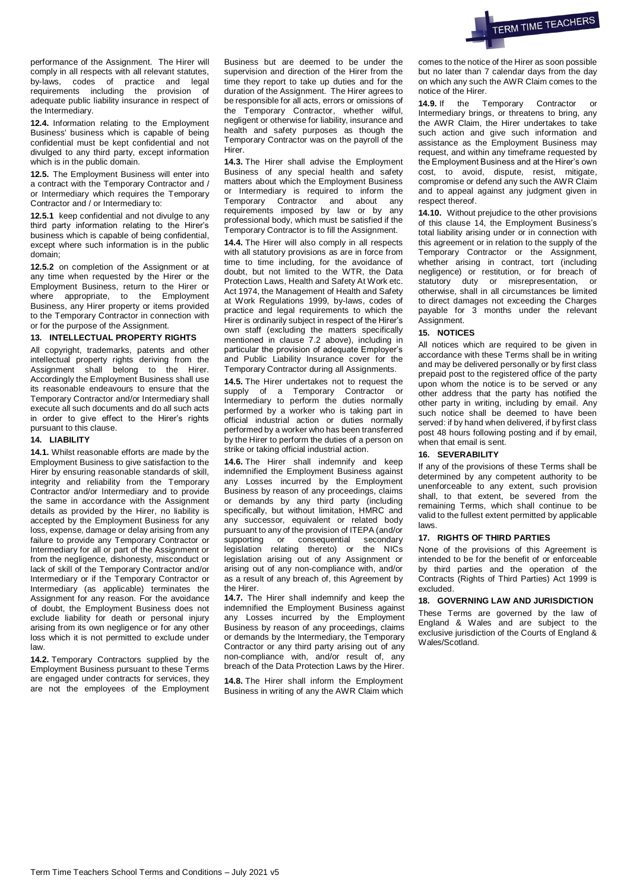performance of the Assignment. The Hirer will comply in all respects with all relevant statutes, by-laws, codes of practice and legal requirements including the provision of adequate public liability insurance in respect of the Intermediary.

**12.4.** Information relating to the Employment Business' business which is capable of being confidential must be kept confidential and not divulged to any third party, except information which is in the public domain.

**12.5.** The Employment Business will enter into a contract with the Temporary Contractor and / or Intermediary which requires the Temporary Contractor and / or Intermediary to:

**12.5.1** keep confidential and not divulge to any third party information relating to the Hirer's business which is capable of being confidential, except where such information is in the public domain;

**12.5.2** on completion of the Assignment or at any time when requested by the Hirer or the Employment Business, return to the Hirer or where appropriate, to the Employment Business, any Hirer property or items provided to the Temporary Contractor in connection with or for the purpose of the Assignment.

### 13. INTELLECTUAL PROPERTY RIGHTS

All copyright, trademarks, patents and other intellectual property rights deriving from the Assignment shall belong to the Hirer. Accordingly the Employment Business shall use its reasonable endeavours to ensure that the Temporary Contractor and/or Intermediary shall execute all such documents and do all such acts in order to give effect to the Hirer's rights pursuant to this clause.

### 14. LIABILITY

**14.1.** Whilst reasonable efforts are made by the Employment Business to give satisfaction to the Hirer by ensuring reasonable standards of skill, integrity and reliability from the Temporary Contractor and/or Intermediary and to provide the same in accordance with the Assignment details as provided by the Hirer, no liability is accepted by the Employment Business for any loss, expense, damage or delay arising from any failure to provide any Temporary Contractor or Intermediary for all or part of the Assignment or from the negligence, dishonesty, misconduct or lack of skill of the Temporary Contractor and/or Intermediary or if the Temporary Contractor or Intermediary (as applicable) terminates the Assignment for any reason. For the avoidance of doubt, the Employment Business does not exclude liability for death or personal injury arising from its own negligence or for any other loss which it is not permitted to exclude under law.

**14.2.** Temporary Contractors supplied by the Employment Business pursuant to these Terms are engaged under contracts for services, they are not the employees of the Employment Business but are deemed to be under the supervision and direction of the Hirer from the time they report to take up duties and for the duration of the Assignment. The Hirer agrees to be responsible for all acts, errors or omissions of the Temporary Contractor, whether wilful, negligent or otherwise for liability, insurance and health and safety purposes as though the Temporary Contractor was on the payroll of the Hirer.

**14.3.** The Hirer shall advise the Employment Business of any special health and safety matters about which the Employment Business or Intermediary is required to inform the Temporary Contractor and about any requirements imposed by law or by any professional body, which must be satisfied if the Temporary Contractor is to fill the Assignment.

**14.4.** The Hirer will also comply in all respects with all statutory provisions as are in force from time to time including, for the avoidance of doubt, but not limited to the WTR, the Data Protection Laws, Health and Safety At Work etc. Act 1974, the Management of Health and Safety at Work Regulations 1999, by-laws, codes of practice and legal requirements to which the Hirer is ordinarily subject in respect of the Hirer's own staff (excluding the matters specifically mentioned in clause 7.2 above), including in particular the provision of adequate Employer's and Public Liability Insurance cover for the Temporary Contractor during all Assignments.

**14.5.** The Hirer undertakes not to request the supply of a Temporary Contractor or Intermediary to perform the duties normally performed by a worker who is taking part in official industrial action or duties normally performed by a worker who has been transferred by the Hirer to perform the duties of a person on strike or taking official industrial action.

**14.6.** The Hirer shall indemnify and keep indemnified the Employment Business against any Losses incurred by the Employment Business by reason of any proceedings, claims or demands by any third party (including specifically, but without limitation, HMRC and any successor, equivalent or related body pursuant to any of the provision of ITEPA (and/or supporting or consequential secondary legislation relating thereto) or the NICs legislation arising out of any Assignment or arising out of any non-compliance with, and/or as a result of any breach of, this Agreement by the Hirer.

**14.7.** The Hirer shall indemnify and keep the indemnified the Employment Business against any Losses incurred by the Employment Business by reason of any proceedings, claims or demands by the Intermediary, the Temporary Contractor or any third party arising out of any non-compliance with, and/or result of, any breach of the Data Protection Laws by the Hirer.

**14.8.** The Hirer shall inform the Employment Business in writing of any the AWR Claim which comes to the notice of the Hirer as soon possible but no later than 7 calendar days from the day on which any such the AWR Claim comes to the notice of the Hirer.

**14.9.** If the Temporary Contractor or Intermediary brings, or threatens to bring, any the AWR Claim, the Hirer undertakes to take such action and give such information and assistance as the Employment Business may request, and within any timeframe requested by the Employment Business and at the Hirer's own cost, to avoid, dispute, resist, mitigate, compromise or defend any such the AWR Claim and to appeal against any judgment given in respect thereof.

**14.10.** Without prejudice to the other provisions of this clause 14, the Employment Business's total liability arising under or in connection with this agreement or in relation to the supply of the Temporary Contractor or the Assignment, whether arising in contract, tort (including negligence) or restitution, or for breach of statutory duty or misrepresentation, or otherwise, shall in all circumstances be limited to direct damages not exceeding the Charges payable for 3 months under the relevant Assignment.

### 15. NOTICES

All notices which are required to be given in accordance with these Terms shall be in writing and may be delivered personally or by first class prepaid post to the registered office of the party upon whom the notice is to be served or any other address that the party has notified the other party in writing, including by email. Any such notice shall be deemed to have been served: if by hand when delivered, if by first class post 48 hours following posting and if by email, when that email is sent.

### 16. SEVERABILITY

If any of the provisions of these Terms shall be determined by any competent authority to be unenforceable to any extent, such provision shall, to that extent, be severed from the remaining Terms, which shall continue to be valid to the fullest extent permitted by applicable laws.

### 17. RIGHTS OF THIRD PARTIES

None of the provisions of this Agreement is intended to be for the benefit of or enforceable by third parties and the operation of the Contracts (Rights of Third Parties) Act 1999 is excluded.

### 18. GOVERNING LAW AND JURISDICTION

These Terms are governed by the law of England & Wales and are subject to the exclusive jurisdiction of the Courts of England & Wales/Scotland.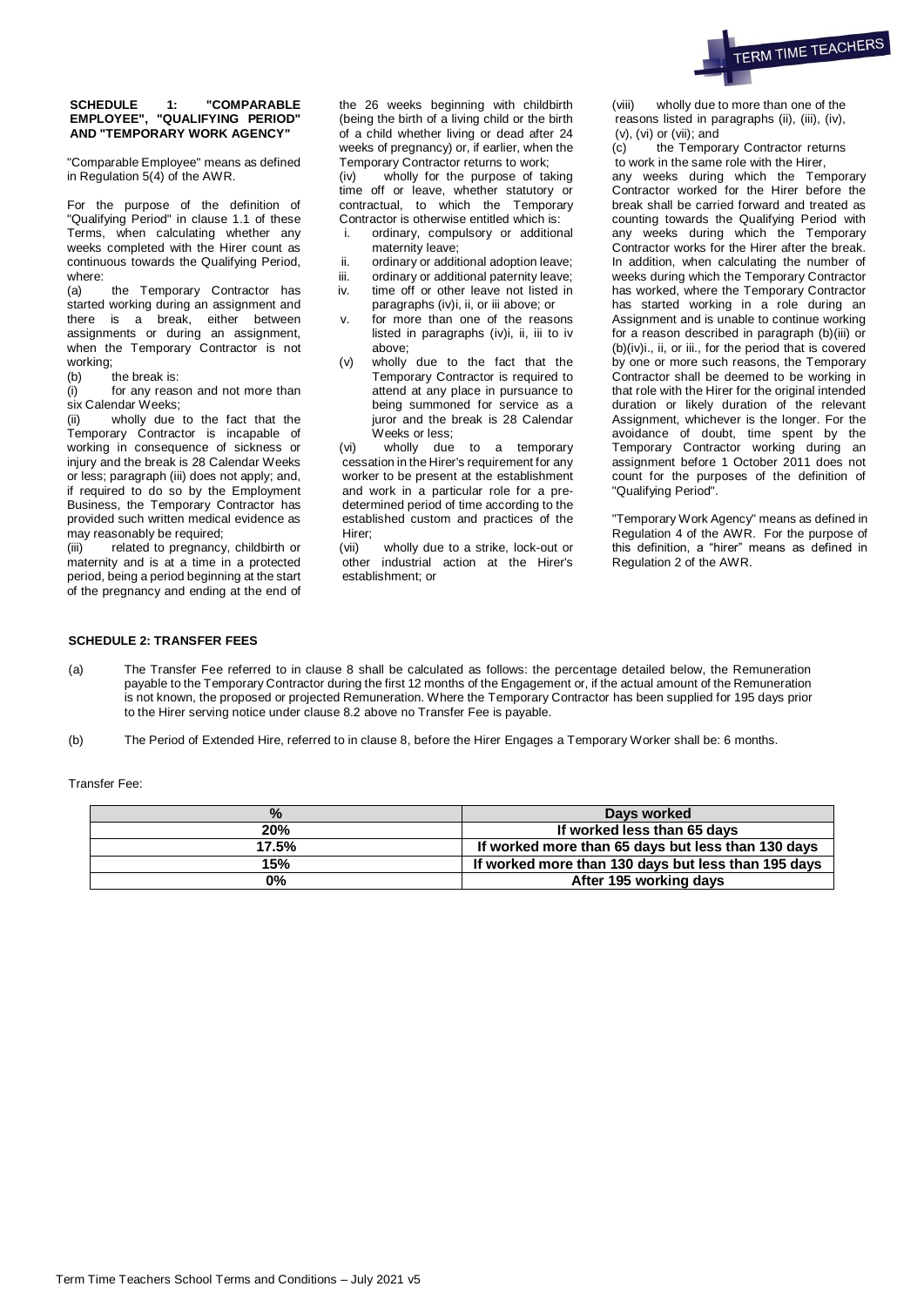## SCHEDULE 1: "COMPARABLE EMPLOYEE", "QUALIFYING PERIOD" AND "TEMPORARY WORK AGENCY"

"Comparable Employee" means as defined in Regulation 5(4) of the AWR.

For the purpose of the definition of "Qualifying Period" in clause 1.1 of these Terms, when calculating whether any weeks completed with the Hirer count as continuous towards the Qualifying Period, where:

(a) the Temporary Contractor has started working during an assignment and there is a break, either between assignments or during an assignment, when the Temporary Contractor is not working;

(b) the break is:

(i) for any reason and not more than six Calendar Weeks;

(ii) wholly due to the fact that the Temporary Contractor is incapable of working in consequence of sickness or injury and the break is 28 Calendar Weeks or less; paragraph (iii) does not apply; and, if required to do so by the Employment Business, the Temporary Contractor has provided such written medical evidence as may reasonably be required;

(iii) related to pregnancy, childbirth or maternity and is at a time in a protected period, being a period beginning at the start of the pregnancy and ending at the end of the 26 weeks beginning with childbirth (being the birth of a living child or the birth of a child whether living or dead after 24 weeks of pregnancy) or, if earlier, when the Temporary Contractor returns to work;

(iv) wholly for the purpose of taking time off or leave, whether statutory or contractual, to which the Temporary Contractor is otherwise entitled which is:

i. ordinary, compulsory or additional maternity leave;
ii. ordinary or additional adoption leave;
iii. ordinary or additional paternity leave;
iv. time off or other leave not listed in paragraphs (iv)i, ii, or iii above; or
v. for more than one of the reasons listed in paragraphs (iv)i, ii, iii to iv above;

(v) wholly due to the fact that the Temporary Contractor is required to attend at any place in pursuance to being summoned for service as a juror and the break is 28 Calendar Weeks or less;

(vi) wholly due to a temporary cessation in the Hirer's requirement for any worker to be present at the establishment and work in a particular role for a pre-determined period of time according to the established custom and practices of the Hirer;

(vii) wholly due to a strike, lock-out or other industrial action at the Hirer's establishment; or

(viii) wholly due to more than one of the reasons listed in paragraphs (ii), (iii), (iv), (v), (vi) or (vii); and

(c) the Temporary Contractor returns to work in the same role with the Hirer,

any weeks during which the Temporary Contractor worked for the Hirer before the break shall be carried forward and treated as counting towards the Qualifying Period with any weeks during which the Temporary Contractor works for the Hirer after the break. In addition, when calculating the number of weeks during which the Temporary Contractor has worked, where the Temporary Contractor has started working in a role during an Assignment and is unable to continue working for a reason described in paragraph (b)(iii) or (b)(iv)i., ii, or iii., for the period that is covered by one or more such reasons, the Temporary Contractor shall be deemed to be working in that role with the Hirer for the original intended duration or likely duration of the relevant Assignment, whichever is the longer. For the avoidance of doubt, time spent by the Temporary Contractor working during an assignment before 1 October 2011 does not count for the purposes of the definition of "Qualifying Period".

"Temporary Work Agency" means as defined in Regulation 4 of the AWR. For the purpose of this definition, a "hirer" means as defined in Regulation 2 of the AWR.

## SCHEDULE 2: TRANSFER FEES

(a) The Transfer Fee referred to in clause 8 shall be calculated as follows: the percentage detailed below, the Remuneration payable to the Temporary Contractor during the first 12 months of the Engagement or, if the actual amount of the Remuneration is not known, the proposed or projected Remuneration. Where the Temporary Contractor has been supplied for 195 days prior to the Hirer serving notice under clause 8.2 above no Transfer Fee is payable.

(b) The Period of Extended Hire, referred to in clause 8, before the Hirer Engages a Temporary Worker shall be: 6 months.

Transfer Fee:

| % | Days worked |
|---|---|
| 20% | If worked less than 65 days |
| 17.5% | If worked more than 65 days but less than 130 days |
| 15% | If worked more than 130 days but less than 195 days |
| 0% | After 195 working days |